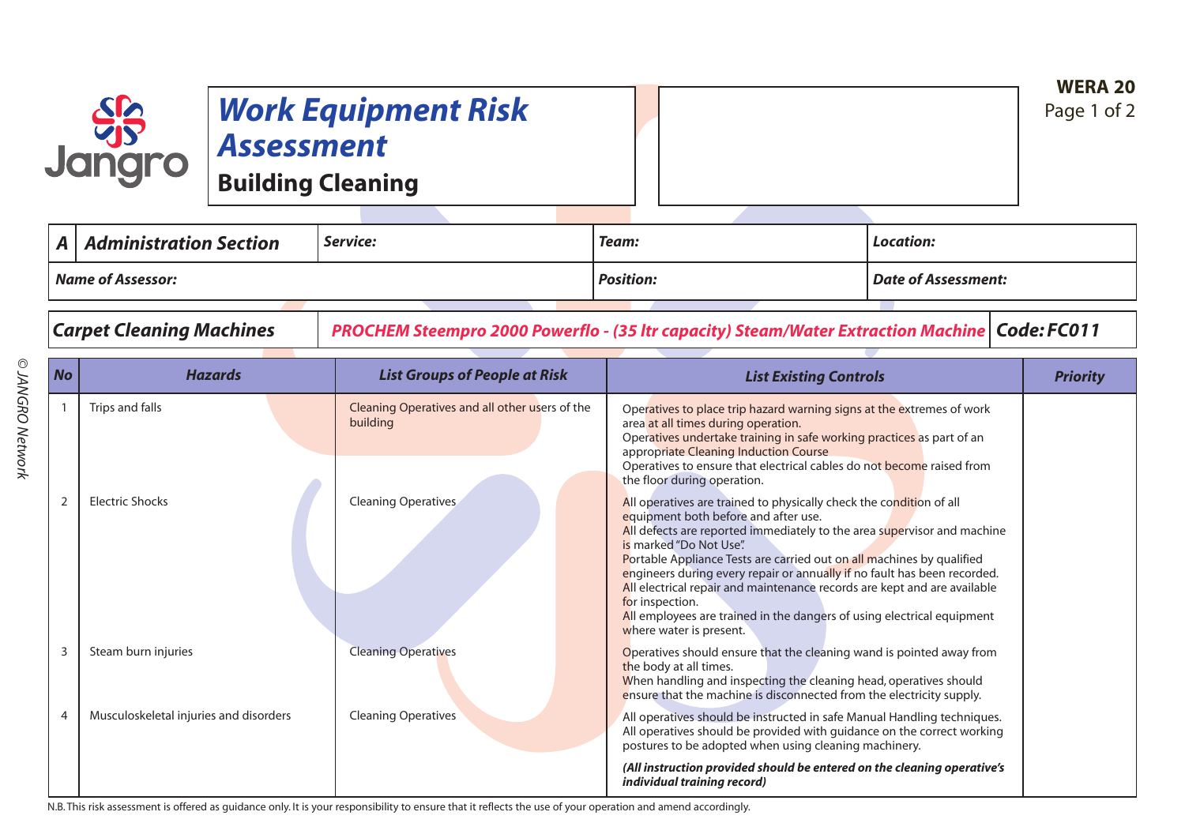# Work Equipment Risk Assessment

## Building Cleaning

**WERA 20**

| **A** | **Administration Section** | **Service:** | **Team:** | **Location:** |
|---|---|---|---|---|
| **Name of Assessor:** | | | **Position:** | **Date of Assessment:** |

| **Carpet Cleaning Machines** | **PROCHEM Steempro 2000 Powerflo - (35 ltr capacity) Steam/Water Extraction Machine** | **Code: FC011** |
|---|---|---|

| No | Hazards | List Groups of People at Risk | List Existing Controls | Priority |
|---|---|---|---|---|
| 1 | Trips and falls | Cleaning Operatives and all other users of the building | Operatives to place trip hazard warning signs at the extremes of work area at all times during operation. Operatives undertake training in safe working practices as part of an appropriate Cleaning Induction Course Operatives to ensure that electrical cables do not become raised from the floor during operation. | |
| 2 | Electric Shocks | Cleaning Operatives | All operatives are trained to physically check the condition of all equipment both before and after use. All defects are reported immediately to the area supervisor and machine is marked "Do Not Use". Portable Appliance Tests are carried out on all machines by qualified engineers during every repair or annually if no fault has been recorded. All electrical repair and maintenance records are kept and are available for inspection. All employees are trained in the dangers of using electrical equipment where water is present. | |
| 3 | Steam burn injuries | Cleaning Operatives | Operatives should ensure that the cleaning wand is pointed away from the body at all times. When handling and inspecting the cleaning head, operatives should ensure that the machine is disconnected from the electricity supply. | |
| 4 | Musculoskeletal injuries and disorders | Cleaning Operatives | All operatives should be instructed in safe Manual Handling techniques. All operatives should be provided with guidance on the correct working postures to be adopted when using cleaning machinery. | |
| | | | ***(All instruction provided should be entered on the cleaning operative's individual training record)*** | |

N.B. This risk assessment is offered as guidance only. It is your responsibility to ensure that it reflects the use of your operation and amend accordingly.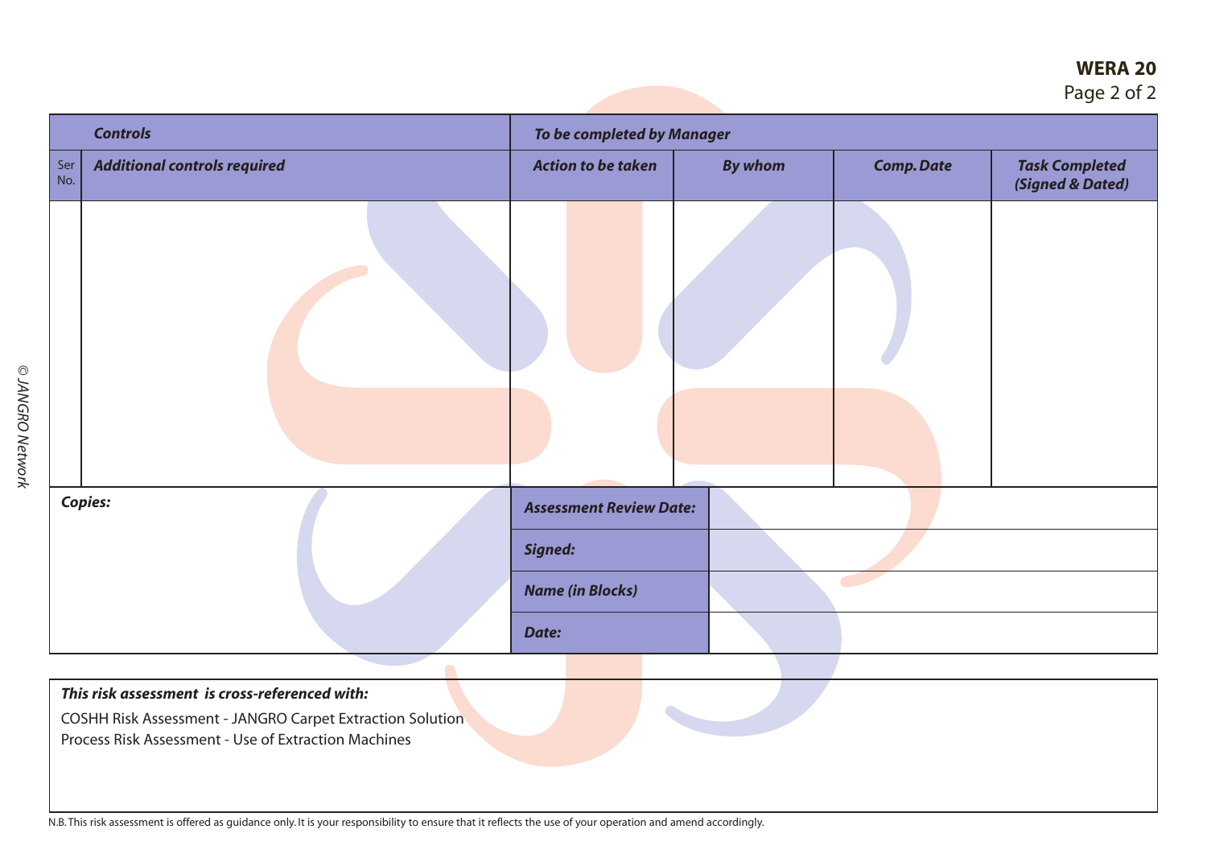| Controls | | To be completed by Manager | | | |
|---|---|---|---|---|---|
| ***Ser No.*** | ***Additional controls required*** | ***Action to be taken*** | ***By whom*** | ***Comp. Date*** | ***Task Completed (Signed & Dated)*** |
| | | | | | |

| ***Copies:*** | | |
|---|---|---|
| | ***Assessment Review Date:*** | |
| | ***Signed:*** | |
| | ***Name (in Blocks)*** | |
| | ***Date:*** | |

***This risk assessment is cross-referenced with:***

COSHH Risk Assessment - JANGRO Carpet Extraction Solution
Process Risk Assessment - Use of Extraction Machines

N.B. This risk assessment is offered as guidance only. It is your responsibility to ensure that it reflects the use of your operation and amend accordingly.